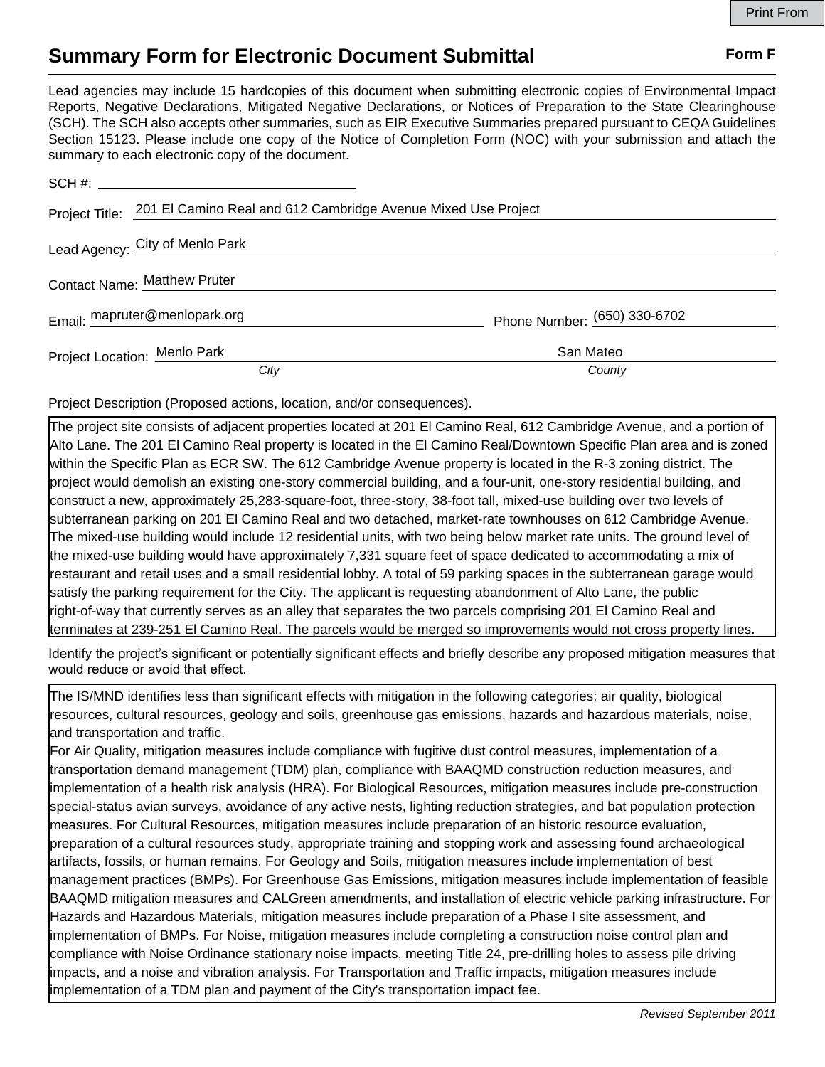Print From

# Summary Form for Electronic Document Submittal

**Form F**

Lead agencies may include 15 hardcopies of this document when submitting electronic copies of Environmental Impact Reports, Negative Declarations, Mitigated Negative Declarations, or Notices of Preparation to the State Clearinghouse (SCH). The SCH also accepts other summaries, such as EIR Executive Summaries prepared pursuant to CEQA Guidelines Section 15123. Please include one copy of the Notice of Completion Form (NOC) with your submission and attach the summary to each electronic copy of the document.

SCH #: 

Project Title: 201 El Camino Real and 612 Cambridge Avenue Mixed Use Project

Lead Agency: City of Menlo Park

Contact Name: Matthew Pruter

Email: mapruter@menlopark.org

Phone Number: (650) 330-6702

Project Location: Menlo Park (*City*) San Mateo (*County*)

Project Description (Proposed actions, location, and/or consequences).

The project site consists of adjacent properties located at 201 El Camino Real, 612 Cambridge Avenue, and a portion of Alto Lane. The 201 El Camino Real property is located in the El Camino Real/Downtown Specific Plan area and is zoned within the Specific Plan as ECR SW. The 612 Cambridge Avenue property is located in the R-3 zoning district. The project would demolish an existing one-story commercial building, and a four-unit, one-story residential building, and construct a new, approximately 25,283-square-foot, three-story, 38-foot tall, mixed-use building over two levels of subterranean parking on 201 El Camino Real and two detached, market-rate townhouses on 612 Cambridge Avenue. The mixed-use building would include 12 residential units, with two being below market rate units. The ground level of the mixed-use building would have approximately 7,331 square feet of space dedicated to accommodating a mix of restaurant and retail uses and a small residential lobby. A total of 59 parking spaces in the subterranean garage would satisfy the parking requirement for the City. The applicant is requesting abandonment of Alto Lane, the public right-of-way that currently serves as an alley that separates the two parcels comprising 201 El Camino Real and terminates at 239-251 El Camino Real. The parcels would be merged so improvements would not cross property lines.

Identify the project's significant or potentially significant effects and briefly describe any proposed mitigation measures that would reduce or avoid that effect.

The IS/MND identifies less than significant effects with mitigation in the following categories: air quality, biological resources, cultural resources, geology and soils, greenhouse gas emissions, hazards and hazardous materials, noise, and transportation and traffic.
For Air Quality, mitigation measures include compliance with fugitive dust control measures, implementation of a transportation demand management (TDM) plan, compliance with BAAQMD construction reduction measures, and implementation of a health risk analysis (HRA). For Biological Resources, mitigation measures include pre-construction special-status avian surveys, avoidance of any active nests, lighting reduction strategies, and bat population protection measures. For Cultural Resources, mitigation measures include preparation of an historic resource evaluation, preparation of a cultural resources study, appropriate training and stopping work and assessing found archaeological artifacts, fossils, or human remains. For Geology and Soils, mitigation measures include implementation of best management practices (BMPs). For Greenhouse Gas Emissions, mitigation measures include implementation of feasible BAAQMD mitigation measures and CALGreen amendments, and installation of electric vehicle parking infrastructure. For Hazards and Hazardous Materials, mitigation measures include preparation of a Phase I site assessment, and implementation of BMPs. For Noise, mitigation measures include completing a construction noise control plan and compliance with Noise Ordinance stationary noise impacts, meeting Title 24, pre-drilling holes to assess pile driving impacts, and a noise and vibration analysis. For Transportation and Traffic impacts, mitigation measures include implementation of a TDM plan and payment of the City's transportation impact fee.

*Revised September 2011*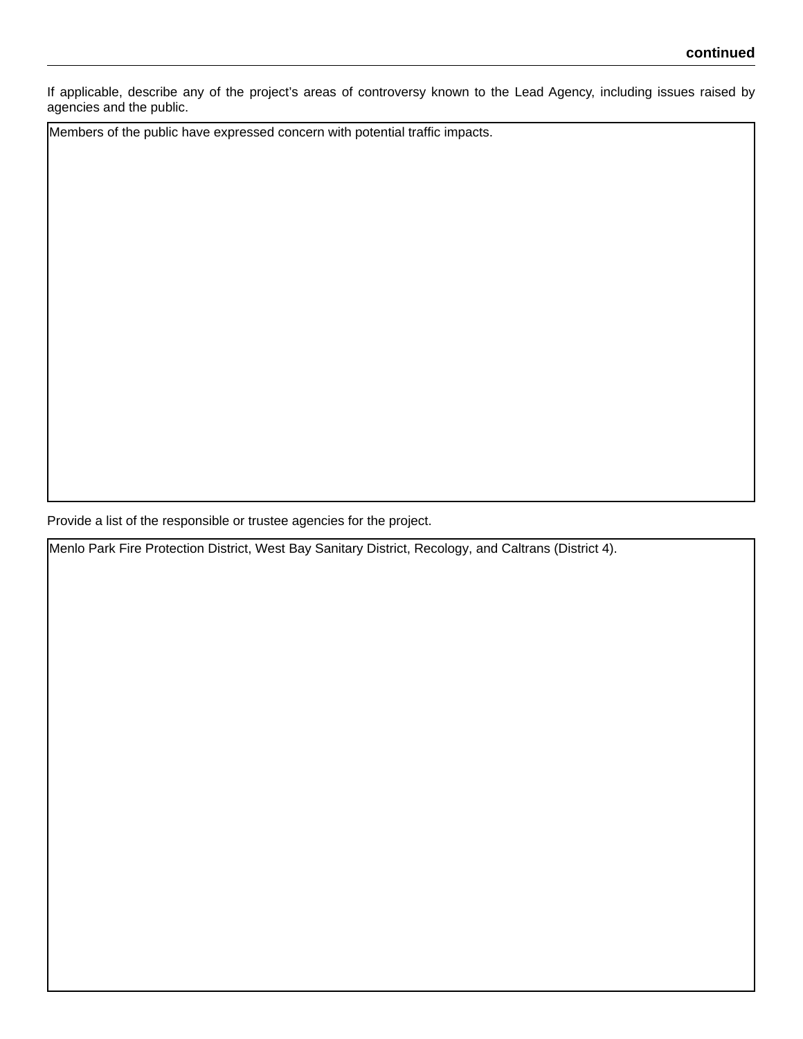**continued**

If applicable, describe any of the project's areas of controversy known to the Lead Agency, including issues raised by agencies and the public.

Members of the public have expressed concern with potential traffic impacts.

Provide a list of the responsible or trustee agencies for the project.

Menlo Park Fire Protection District, West Bay Sanitary District, Recology, and Caltrans (District 4).